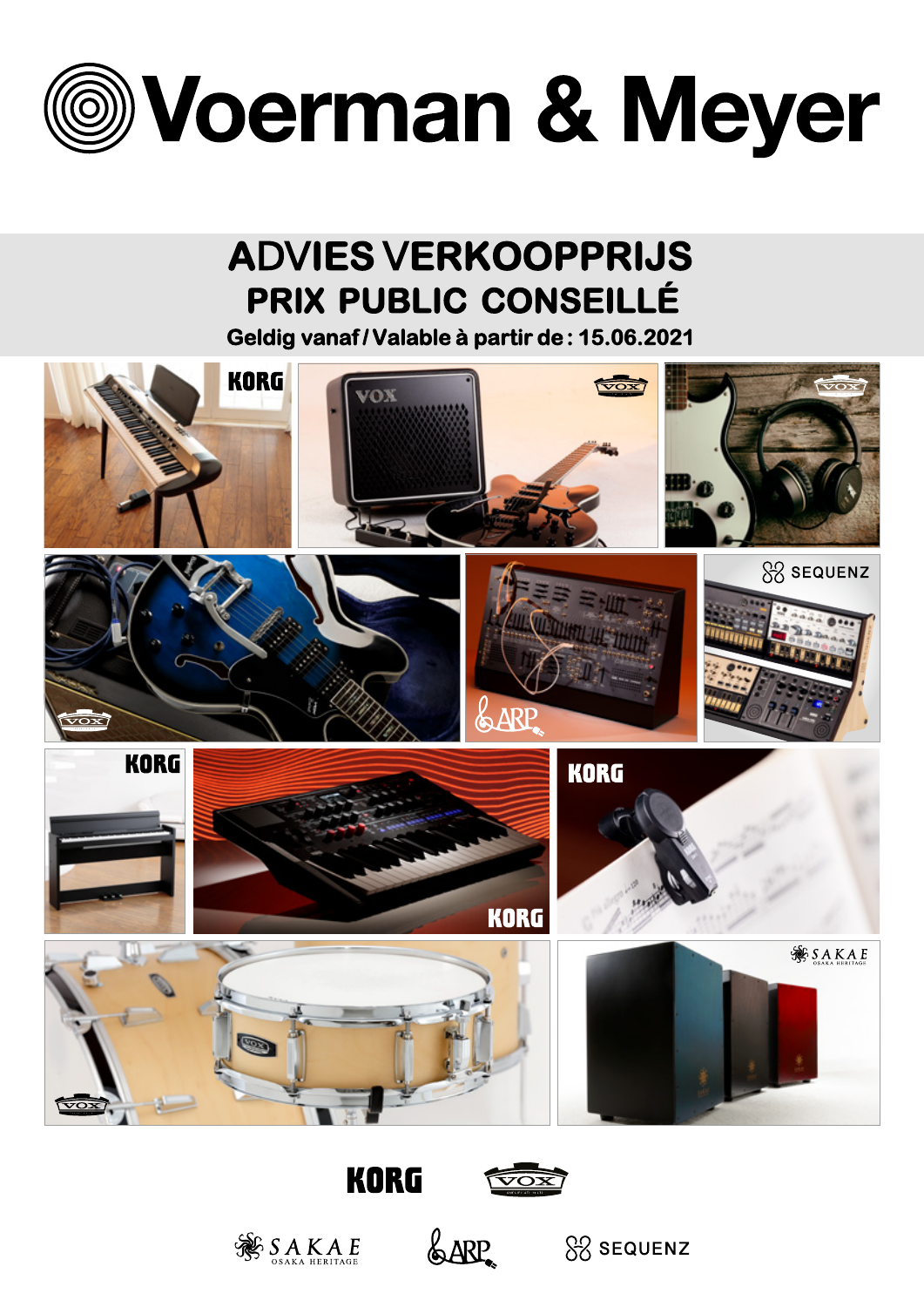# Voerman & Meyer

## ADVIES VERKOOPPRIJS
## PRIX PUBLIC CONSEILLÉ

**Geldig vanaf / Valable à partir de : 15.06.2021**

KORG VOX SAKAE ARP SEQUENZ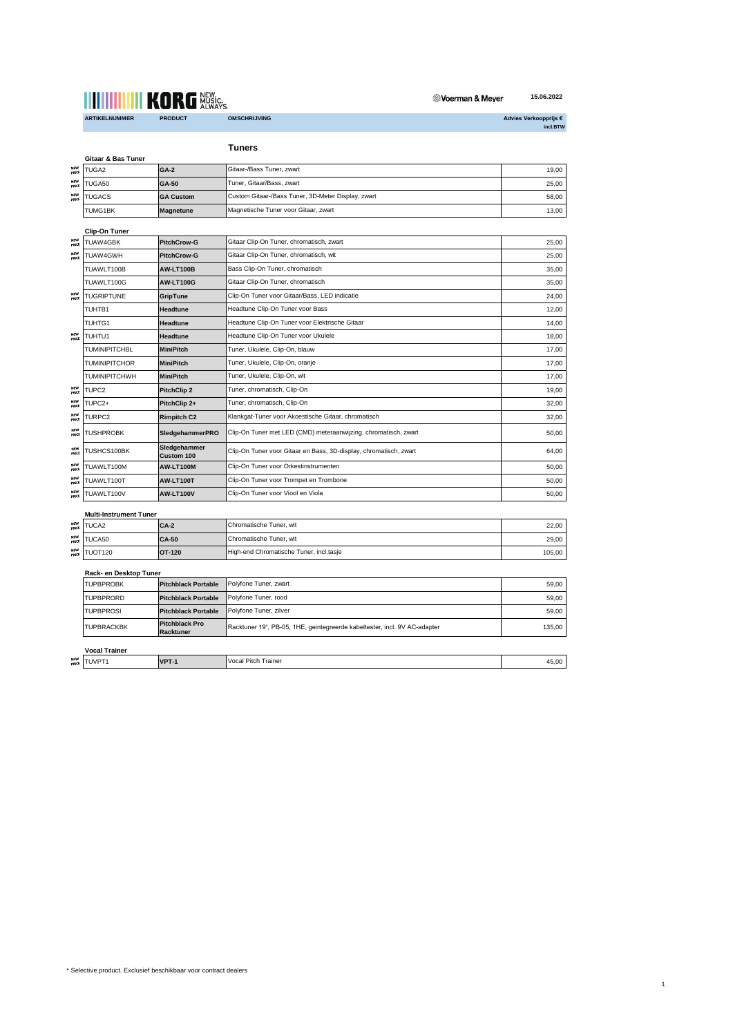KORG NEW. MUSIC. ALWAYS. — Voerman & Meyer — 15.06.2022

| ARTIKELNUMMER | PRODUCT | OMSCHRIJVING | Advies Verkoopprijs € incl.BTW |
|---|---|---|---|

## Tuners

### Gitaar & Bas Tuner

| | ARTIKELNUMMER | PRODUCT | OMSCHRIJVING | Advies Verkoopprijs € incl.BTW |
|---|---|---|---|---|
| NEW PRICE | TUGA2 | **GA-2** | Gitaar-/Bass Tuner, zwart | 19,00 |
| NEW PRICE | TUGA50 | **GA-50** | Tuner, Gitaar/Bass, zwart | 25,00 |
| NEW PRICE | TUGACS | **GA Custom** | Custom Gitaar-/Bass Tuner, 3D-Meter Display, zwart | 58,00 |
| | TUMG1BK | **Magnetune** | Magnetische Tuner voor Gitaar, zwart | 13,00 |

### Clip-On Tuner

| | ARTIKELNUMMER | PRODUCT | OMSCHRIJVING | Advies Verkoopprijs € incl.BTW |
|---|---|---|---|---|
| NEW PRICE | TUAW4GBK | **PitchCrow-G** | Gitaar Clip-On Tuner, chromatisch, zwart | 25,00 |
| NEW PRICE | TUAW4GWH | **PitchCrow-G** | Gitaar Clip-On Tuner, chromatisch, wit | 25,00 |
| | TUAWLT100B | **AW-LT100B** | Bass Clip-On Tuner, chromatisch | 35,00 |
| | TUAWLT100G | **AW-LT100G** | Gitaar Clip-On Tuner, chromatisch | 35,00 |
| NEW PRICE | TUGRIPTUNE | **GripTune** | Clip-On Tuner voor Gitaar/Bass, LED indicatie | 24,00 |
| | TUHTB1 | **Headtune** | Headtune Clip-On Tuner voor Bass | 12,00 |
| | TUHTG1 | **Headtune** | Headtune Clip-On Tuner voor Elektrische Gitaar | 14,00 |
| NEW PRICE | TUHTU1 | **Headtune** | Headtune Clip-On Tuner voor Ukulele | 18,00 |
| | TUMINIPITCHBL | **MiniPitch** | Tuner, Ukulele, Clip-On, blauw | 17,00 |
| | TUMINIPITCHOR | **MiniPitch** | Tuner, Ukulele, Clip-On, oranje | 17,00 |
| | TUMINIPITCHWH | **MiniPitch** | Tuner, Ukulele, Clip-On, wit | 17,00 |
| NEW PRICE | TUPC2 | **PitchClip 2** | Tuner, chromatisch, Clip-On | 19,00 |
| NEW PRICE | TUPC2+ | **PitchClip 2+** | Tuner, chromatisch, Clip-On | 32,00 |
| NEW PRICE | TURPC2 | **Rimpitch C2** | Klankgat-Tuner voor Akoestische Gitaar, chromatisch | 32,00 |
| NEW PRICE | TUSHPROBK | **SledgehammerPRO** | Clip-On Tuner met LED (CMD) meteraanwijzing, chromatisch, zwart | 50,00 |
| NEW PRICE | TUSHCS100BK | **Sledgehammer Custom 100** | Clip-On Tuner voor Gitaar en Bass, 3D-display, chromatisch, zwart | 64,00 |
| NEW PRICE | TUAWLT100M | **AW-LT100M** | Clip-On Tuner voor Orkestinstrumenten | 50,00 |
| NEW PRICE | TUAWLT100T | **AW-LT100T** | Clip-On Tuner voor Trompet en Trombone | 50,00 |
| NEW PRICE | TUAWLT100V | **AW-LT100V** | Clip-On Tuner voor Viool en Viola | 50,00 |

### Multi-Instrument Tuner

| | ARTIKELNUMMER | PRODUCT | OMSCHRIJVING | Advies Verkoopprijs € incl.BTW |
|---|---|---|---|---|
| NEW PRICE | TUCA2 | **CA-2** | Chromatische Tuner, wit | 22,00 |
| NEW PRICE | TUCA50 | **CA-50** | Chromatische Tuner, wit | 29,00 |
| NEW PRICE | TUOT120 | **OT-120** | High-end Chromatische Tuner, incl.tasje | 105,00 |

### Rack- en Desktop Tuner

| ARTIKELNUMMER | PRODUCT | OMSCHRIJVING | Advies Verkoopprijs € incl.BTW |
|---|---|---|---|
| TUPBPROBK | **Pitchblack Portable** | Polyfone Tuner, zwart | 59,00 |
| TUPBPRORD | **Pitchblack Portable** | Polyfone Tuner, rood | 59,00 |
| TUPBPROSI | **Pitchblack Portable** | Polyfone Tuner, zilver | 59,00 |
| TUPBRACKBK | **Pitchblack Pro Racktuner** | Racktuner 19", PB-05, 1HE, geintegreerde kabeltester, incl. 9V AC-adapter | 135,00 |

### Vocal Trainer

| | ARTIKELNUMMER | PRODUCT | OMSCHRIJVING | Advies Verkoopprijs € incl.BTW |
|---|---|---|---|---|
| NEW PRICE | TUVPT1 | **VPT-1** | Vocal Pitch Trainer | 45,00 |

\* Selective product. Exclusief beschikbaar voor contract dealers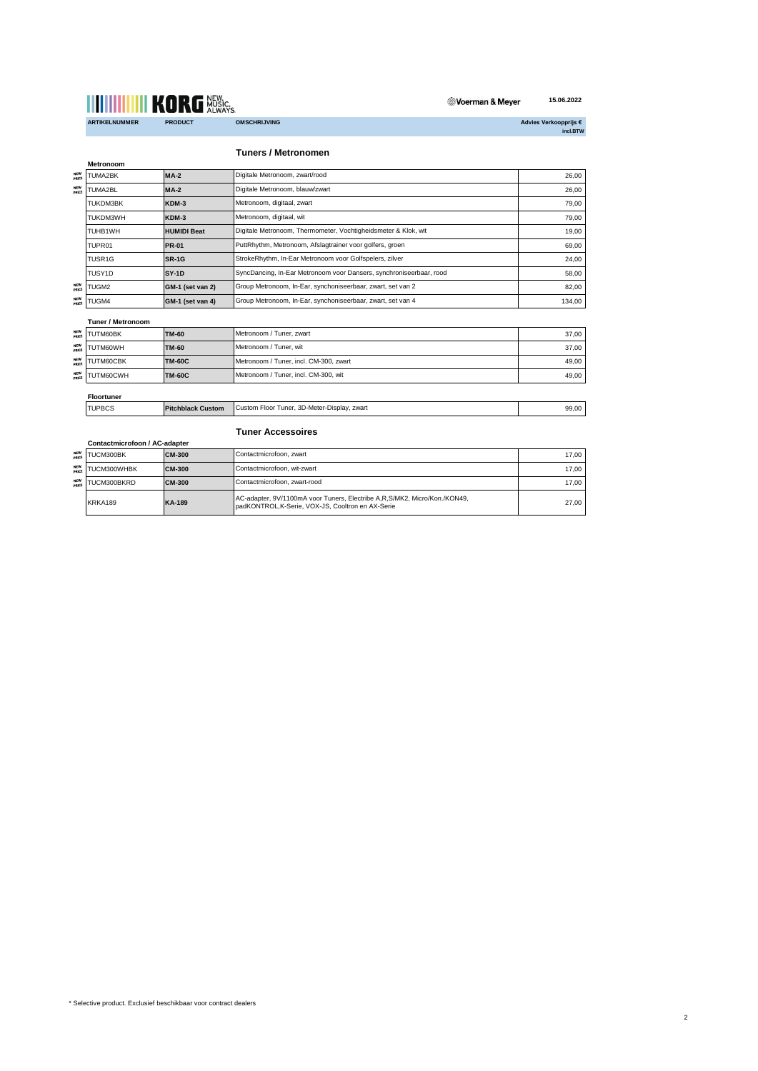| ARTIKELNUMMER | PRODUCT | OMSCHRIJVING | Advies Verkoopprijs € incl.BTW |
|---|---|---|---|

## Tuners / Metronomen

**Metronoom**

| | ARTIKELNUMMER | PRODUCT | OMSCHRIJVING | Advies Verkoopprijs € incl.BTW |
|---|---|---|---|---|
| NEW PRICE | TUMA2BK | **MA-2** | Digitale Metronoom, zwart/rood | 26,00 |
| NEW PRICE | TUMA2BL | **MA-2** | Digitale Metronoom, blauw/zwart | 26,00 |
| | TUKDM3BK | **KDM-3** | Metronoom, digitaal, zwart | 79,00 |
| | TUKDM3WH | **KDM-3** | Metronoom, digitaal, wit | 79,00 |
| | TUHB1WH | **HUMIDI Beat** | Digitale Metronoom, Thermometer, Vochtigheidsmeter & Klok, wit | 19,00 |
| | TUPR01 | **PR-01** | PuttRhythm, Metronoom, Afslagtrainer voor golfers, groen | 69,00 |
| | TUSR1G | **SR-1G** | StrokeRhythm, In-Ear Metronoom voor Golfspelers, zilver | 24,00 |
| | TUSY1D | **SY-1D** | SyncDancing, In-Ear Metronoom voor Dansers, synchroniseerbaar, rood | 58,00 |
| NEW PRICE | TUGM2 | **GM-1 (set van 2)** | Group Metronoom, In-Ear, synchoniseerbaar, zwart, set van 2 | 82,00 |
| NEW PRICE | TUGM4 | **GM-1 (set van 4)** | Group Metronoom, In-Ear, synchoniseerbaar, zwart, set van 4 | 134,00 |

**Tuner / Metronoom**

| | ARTIKELNUMMER | PRODUCT | OMSCHRIJVING | Advies Verkoopprijs € incl.BTW |
|---|---|---|---|---|
| NEW PRICE | TUTM60BK | **TM-60** | Metronoom / Tuner, zwart | 37,00 |
| NEW PRICE | TUTM60WH | **TM-60** | Metronoom / Tuner, wit | 37,00 |
| NEW PRICE | TUTM60CBK | **TM-60C** | Metronoom / Tuner, incl. CM-300, zwart | 49,00 |
| NEW PRICE | TUTM60CWH | **TM-60C** | Metronoom / Tuner, incl. CM-300, wit | 49,00 |

**Floortuner**

| | ARTIKELNUMMER | PRODUCT | OMSCHRIJVING | Advies Verkoopprijs € incl.BTW |
|---|---|---|---|---|
| | TUPBCS | **Pitchblack Custom** | Custom Floor Tuner, 3D-Meter-Display, zwart | 99,00 |

## Tuner Accessoires

**Contactmicrofoon / AC-adapter**

| | ARTIKELNUMMER | PRODUCT | OMSCHRIJVING | Advies Verkoopprijs € incl.BTW |
|---|---|---|---|---|
| NEW PRICE | TUCM300BK | **CM-300** | Contactmicrofoon, zwart | 17,00 |
| NEW PRICE | TUCM300WHBK | **CM-300** | Contactmicrofoon, wit-zwart | 17,00 |
| NEW PRICE | TUCM300BKRD | **CM-300** | Contactmicrofoon, zwart-rood | 17,00 |
| | KRKA189 | **KA-189** | AC-adapter, 9V/1100mA voor Tuners, Electribe A,R,S/MK2, Micro/Kon./KON49, padKONTROL,K-Serie, VOX-JS, Cooltron en AX-Serie | 27,00 |

\* Selective product. Exclusief beschikbaar voor contract dealers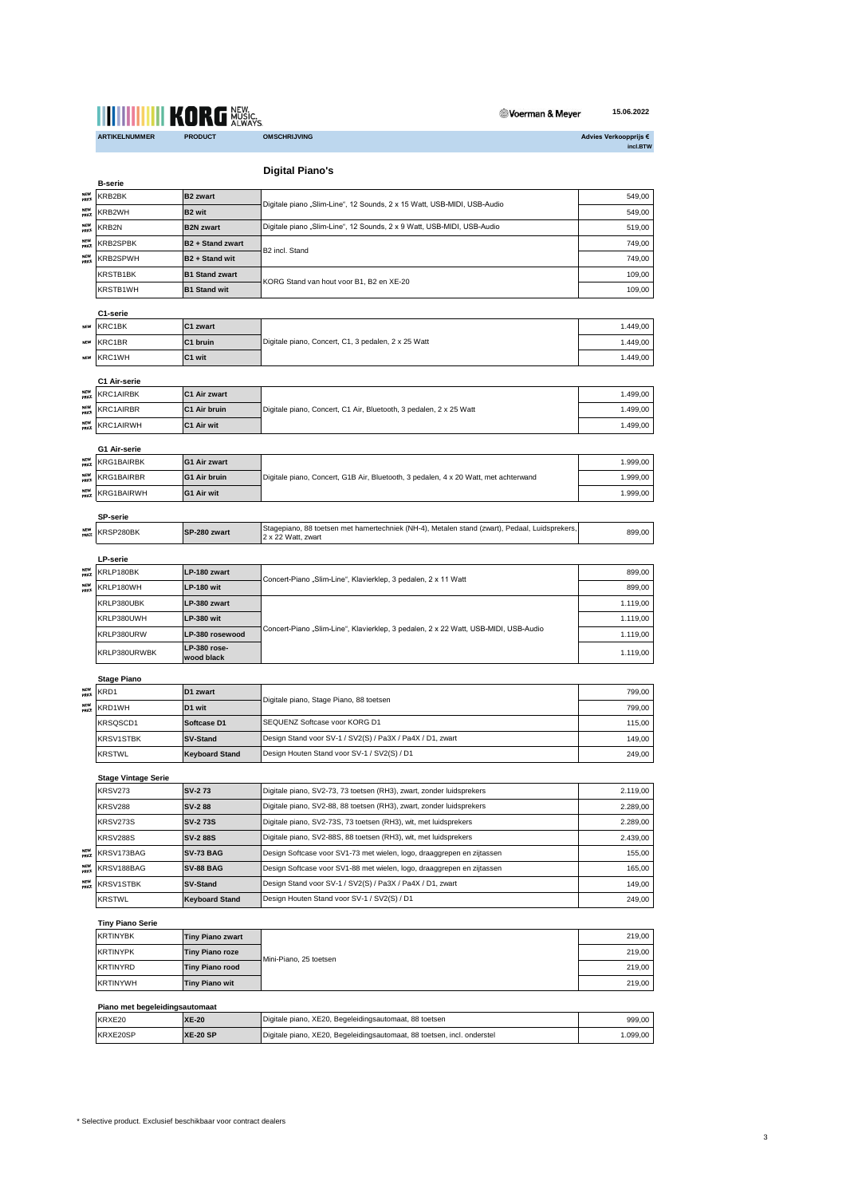KORG NEW. MUSIC. ALWAYS. — Voerman & Meyer — 15.06.2022

## Digital Piano's

| | ARTIKELNUMMER | PRODUCT | OMSCHRIJVING | Advies Verkoopprijs € incl.BTW |
|---|---|---|---|---|
| | **B-serie** | | | |
| NEW PRICE | KRB2BK | **B2 zwart** | Digitale piano „Slim-Line", 12 Sounds, 2 x 15 Watt, USB-MIDI, USB-Audio | 549,00 |
| NEW PRICE | KRB2WH | **B2 wit** | | 549,00 |
| NEW PRICE | KRB2N | **B2N zwart** | Digitale piano „Slim-Line", 12 Sounds, 2 x 9 Watt, USB-MIDI, USB-Audio | 519,00 |
| NEW PRICE | KRB2SPBK | **B2 + Stand zwart** | B2 incl. Stand | 749,00 |
| NEW PRICE | KRB2SPWH | **B2 + Stand wit** | | 749,00 |
| | KRSTB1BK | **B1 Stand zwart** | KORG Stand van hout voor B1, B2 en XE-20 | 109,00 |
| | KRSTB1WH | **B1 Stand wit** | | 109,00 |
| | **C1-serie** | | | |
| NEW | KRC1BK | **C1 zwart** | Digitale piano, Concert, C1, 3 pedalen, 2 x 25 Watt | 1.449,00 |
| NEW | KRC1BR | **C1 bruin** | | 1.449,00 |
| NEW | KRC1WH | **C1 wit** | | 1.449,00 |
| | **C1 Air-serie** | | | |
| NEW PRICE | KRC1AIRBK | **C1 Air zwart** | Digitale piano, Concert, C1 Air, Bluetooth, 3 pedalen, 2 x 25 Watt | 1.499,00 |
| NEW PRICE | KRC1AIRBR | **C1 Air bruin** | | 1.499,00 |
| NEW PRICE | KRC1AIRWH | **C1 Air wit** | | 1.499,00 |
| | **G1 Air-serie** | | | |
| NEW PRICE | KRG1BAIRBK | **G1 Air zwart** | Digitale piano, Concert, G1B Air, Bluetooth, 3 pedalen, 4 x 20 Watt, met achterwand | 1.999,00 |
| NEW PRICE | KRG1BAIRBR | **G1 Air bruin** | | 1.999,00 |
| NEW PRICE | KRG1BAIRWH | **G1 Air wit** | | 1.999,00 |
| | **SP-serie** | | | |
| NEW PRICE | KRSP280BK | **SP-280 zwart** | Stagepiano, 88 toetsen met hamertechniek (NH-4), Metalen stand (zwart), Pedaal, Luidsprekers, 2 x 22 Watt, zwart | 899,00 |
| | **LP-serie** | | | |
| NEW PRICE | KRLP180BK | **LP-180 zwart** | Concert-Piano „Slim-Line", Klavierklep, 3 pedalen, 2 x 11 Watt | 899,00 |
| NEW PRICE | KRLP180WH | **LP-180 wit** | | 899,00 |
| | KRLP380UBK | **LP-380 zwart** | Concert-Piano „Slim-Line", Klavierklep, 3 pedalen, 2 x 22 Watt, USB-MIDI, USB-Audio | 1.119,00 |
| | KRLP380UWH | **LP-380 wit** | | 1.119,00 |
| | KRLP380URW | **LP-380 rosewood** | | 1.119,00 |
| | KRLP380URWBK | **LP-380 rose-wood black** | | 1.119,00 |
| | **Stage Piano** | | | |
| NEW PRICE | KRD1 | **D1 zwart** | Digitale piano, Stage Piano, 88 toetsen | 799,00 |
| NEW PRICE | KRD1WH | **D1 wit** | | 799,00 |
| | KRSQSCD1 | **Softcase D1** | SEQUENZ Softcase voor KORG D1 | 115,00 |
| | KRSV1STBK | **SV-Stand** | Design Stand voor SV-1 / SV2(S) / Pa3X / Pa4X / D1, zwart | 149,00 |
| | KRSTWL | **Keyboard Stand** | Design Houten Stand voor SV-1 / SV2(S) / D1 | 249,00 |
| | **Stage Vintage Serie** | | | |
| | KRSV273 | **SV-2 73** | Digitale piano, SV2-73, 73 toetsen (RH3), zwart, zonder luidsprekers | 2.119,00 |
| | KRSV288 | **SV-2 88** | Digitale piano, SV2-88, 88 toetsen (RH3), zwart, zonder luidsprekers | 2.289,00 |
| | KRSV273S | **SV-2 73S** | Digitale piano, SV2-73S, 73 toetsen (RH3), wit, met luidsprekers | 2.289,00 |
| | KRSV288S | **SV-2 88S** | Digitale piano, SV2-88S, 88 toetsen (RH3), wit, met luidsprekers | 2.439,00 |
| NEW PRICE | KRSV173BAG | **SV-73 BAG** | Design Softcase voor SV1-73 met wielen, logo, draaggrepen en zijtassen | 155,00 |
| NEW PRICE | KRSV188BAG | **SV-88 BAG** | Design Softcase voor SV1-88 met wielen, logo, draaggrepen en zijtassen | 165,00 |
| NEW PRICE | KRSV1STBK | **SV-Stand** | Design Stand voor SV-1 / SV2(S) / Pa3X / Pa4X / D1, zwart | 149,00 |
| | KRSTWL | **Keyboard Stand** | Design Houten Stand voor SV-1 / SV2(S) / D1 | 249,00 |
| | **Tiny Piano Serie** | | | |
| | KRTINYBK | **Tiny Piano zwart** | Mini-Piano, 25 toetsen | 219,00 |
| | KRTINYPK | **Tiny Piano roze** | | 219,00 |
| | KRTINYRD | **Tiny Piano rood** | | 219,00 |
| | KRTINYWH | **Tiny Piano wit** | | 219,00 |
| | **Piano met begeleidingsautomaat** | | | |
| | KRXE20 | **XE-20** | Digitale piano, XE20, Begeleidingsautomaat, 88 toetsen | 999,00 |
| | KRXE20SP | **XE-20 SP** | Digitale piano, XE20, Begeleidingsautomaat, 88 toetsen, incl. onderstel | 1.099,00 |

\* Selective product. Exclusief beschikbaar voor contract dealers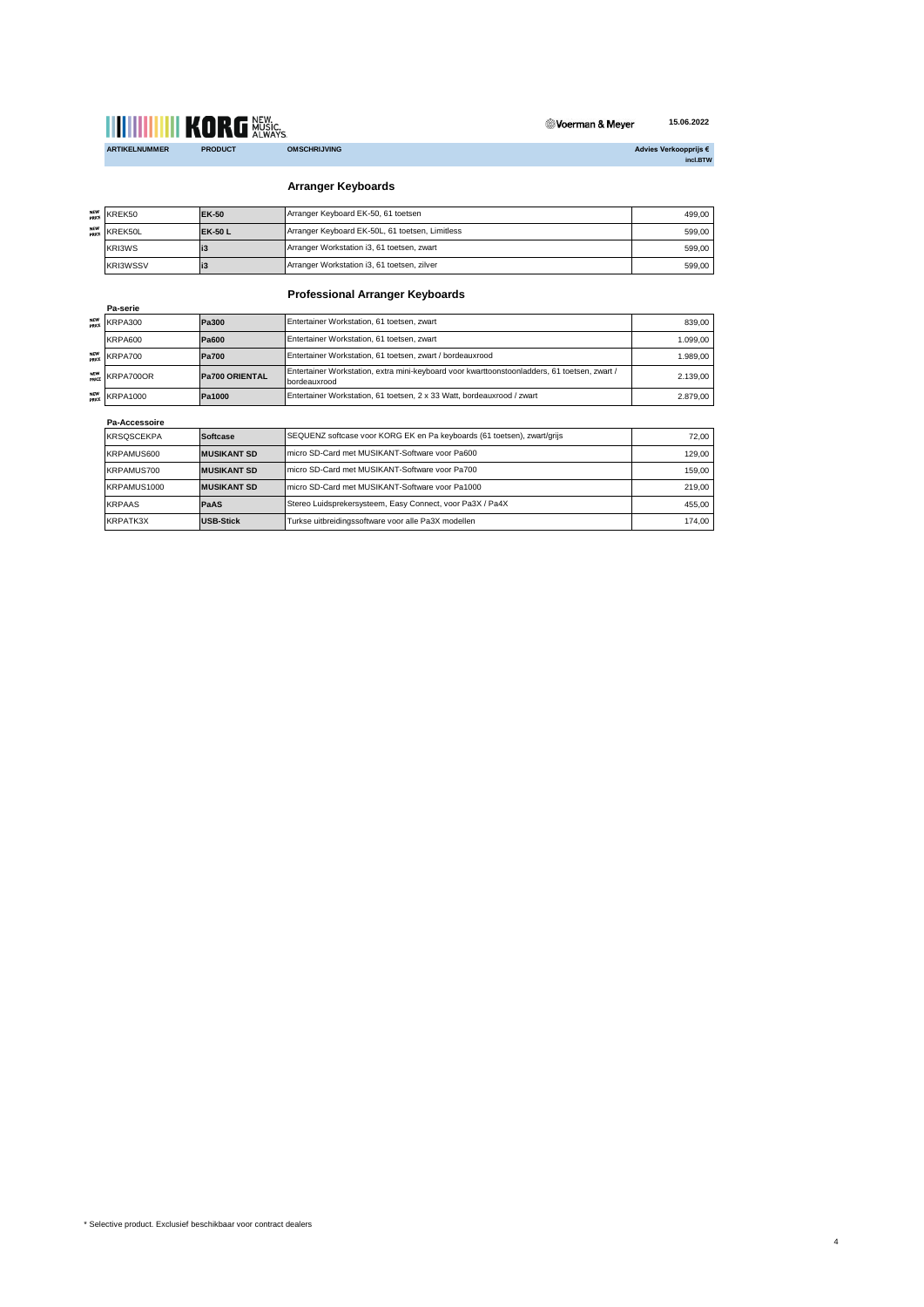KORG NEW. MUSIC. ALWAYS.

Voerman & Meyer

15.06.2022

| ARTIKELNUMMER | PRODUCT | OMSCHRIJVING | Advies Verkoopprijs € incl.BTW |
|---|---|---|---|

## Arranger Keyboards

| | ARTIKELNUMMER | PRODUCT | OMSCHRIJVING | Advies Verkoopprijs € incl.BTW |
|---|---|---|---|---|
| NEW PRICE | KREK50 | **EK-50** | Arranger Keyboard EK-50, 61 toetsen | 499,00 |
| NEW PRICE | KREK50L | **EK-50 L** | Arranger Keyboard EK-50L, 61 toetsen, Limitless | 599,00 |
| | KRI3WS | **i3** | Arranger Workstation i3, 61 toetsen, zwart | 599,00 |
| | KRI3WSSV | **i3** | Arranger Workstation i3, 61 toetsen, zilver | 599,00 |

## Professional Arranger Keyboards

### Pa-serie

| | ARTIKELNUMMER | PRODUCT | OMSCHRIJVING | Advies Verkoopprijs € incl.BTW |
|---|---|---|---|---|
| NEW PRICE | KRPA300 | **Pa300** | Entertainer Workstation, 61 toetsen, zwart | 839,00 |
| | KRPA600 | **Pa600** | Entertainer Workstation, 61 toetsen, zwart | 1.099,00 |
| NEW PRICE | KRPA700 | **Pa700** | Entertainer Workstation, 61 toetsen, zwart / bordeauxrood | 1.989,00 |
| NEW PRICE | KRPA700OR | **Pa700 ORIENTAL** | Entertainer Workstation, extra mini-keyboard voor kwarttoonstoonladders, 61 toetsen, zwart / bordeauxrood | 2.139,00 |
| NEW PRICE | KRPA1000 | **Pa1000** | Entertainer Workstation, 61 toetsen, 2 x 33 Watt, bordeauxrood / zwart | 2.879,00 |

### Pa-Accessoire

| ARTIKELNUMMER | PRODUCT | OMSCHRIJVING | Advies Verkoopprijs € incl.BTW |
|---|---|---|---|
| KRSQSCEKPA | **Softcase** | SEQUENZ softcase voor KORG EK en Pa keyboards (61 toetsen), zwart/grijs | 72,00 |
| KRPAMUS600 | **MUSIKANT SD** | micro SD-Card met MUSIKANT-Software voor Pa600 | 129,00 |
| KRPAMUS700 | **MUSIKANT SD** | micro SD-Card met MUSIKANT-Software voor Pa700 | 159,00 |
| KRPAMUS1000 | **MUSIKANT SD** | micro SD-Card met MUSIKANT-Software voor Pa1000 | 219,00 |
| KRPAAS | **PaAS** | Stereo Luidsprekersysteem, Easy Connect, voor Pa3X / Pa4X | 455,00 |
| KRPATK3X | **USB-Stick** | Turkse uitbreidingssoftware voor alle Pa3X modellen | 174,00 |

\* Selective product. Exclusief beschikbaar voor contract dealers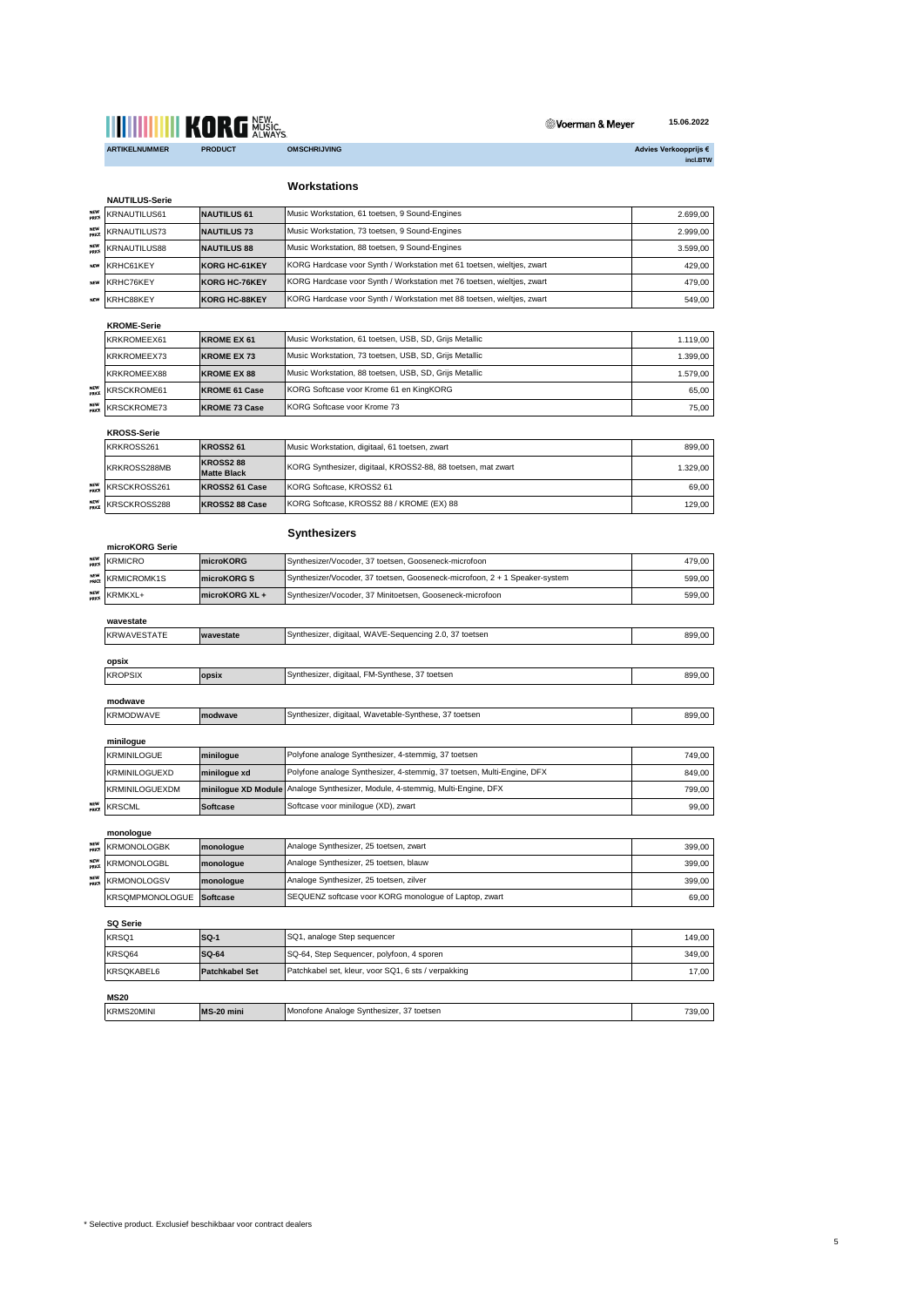**Voerman & Meyer** 15.06.2022

| ARTIKELNUMMER | PRODUCT | OMSCHRIJVING | Advies Verkoopprijs € incl.BTW |
|---|---|---|---|

## Workstations

### NAUTILUS-Serie

| | ARTIKELNUMMER | PRODUCT | OMSCHRIJVING | Advies Verkoopprijs € incl.BTW |
|---|---|---|---|---|
| NEW PRICE | KRNAUTILUS61 | **NAUTILUS 61** | Music Workstation, 61 toetsen, 9 Sound-Engines | 2.699,00 |
| NEW PRICE | KRNAUTILUS73 | **NAUTILUS 73** | Music Workstation, 73 toetsen, 9 Sound-Engines | 2.999,00 |
| NEW PRICE | KRNAUTILUS88 | **NAUTILUS 88** | Music Workstation, 88 toetsen, 9 Sound-Engines | 3.599,00 |
| NEW | KRHC61KEY | **KORG HC-61KEY** | KORG Hardcase voor Synth / Workstation met 61 toetsen, wieltjes, zwart | 429,00 |
| NEW | KRHC76KEY | **KORG HC-76KEY** | KORG Hardcase voor Synth / Workstation met 76 toetsen, wieltjes, zwart | 479,00 |
| NEW | KRHC88KEY | **KORG HC-88KEY** | KORG Hardcase voor Synth / Workstation met 88 toetsen, wieltjes, zwart | 549,00 |

### KROME-Serie

| | ARTIKELNUMMER | PRODUCT | OMSCHRIJVING | Advies Verkoopprijs € incl.BTW |
|---|---|---|---|---|
| | KRKROMEEX61 | **KROME EX 61** | Music Workstation, 61 toetsen, USB, SD, Grijs Metallic | 1.119,00 |
| | KRKROMEEX73 | **KROME EX 73** | Music Workstation, 73 toetsen, USB, SD, Grijs Metallic | 1.399,00 |
| | KRKROMEEX88 | **KROME EX 88** | Music Workstation, 88 toetsen, USB, SD, Grijs Metallic | 1.579,00 |
| NEW PRICE | KRSCKROME61 | **KROME 61 Case** | KORG Softcase voor Krome 61 en KingKORG | 65,00 |
| NEW PRICE | KRSCKROME73 | **KROME 73 Case** | KORG Softcase voor Krome 73 | 75,00 |

### KROSS-Serie

| | ARTIKELNUMMER | PRODUCT | OMSCHRIJVING | Advies Verkoopprijs € incl.BTW |
|---|---|---|---|---|
| | KRKROSS261 | **KROSS2 61** | Music Workstation, digitaal, 61 toetsen, zwart | 899,00 |
| | KRKROSS288MB | **KROSS2 88 Matte Black** | KORG Synthesizer, digitaal, KROSS2-88, 88 toetsen, mat zwart | 1.329,00 |
| NEW PRICE | KRSCKROSS261 | **KROSS2 61 Case** | KORG Softcase, KROSS2 61 | 69,00 |
| NEW PRICE | KRSCKROSS288 | **KROSS2 88 Case** | KORG Softcase, KROSS2 88 / KROME (EX) 88 | 129,00 |

## Synthesizers

### microKORG Serie

| | ARTIKELNUMMER | PRODUCT | OMSCHRIJVING | Advies Verkoopprijs € incl.BTW |
|---|---|---|---|---|
| NEW PRICE | KRMICRO | **microKORG** | Synthesizer/Vocoder, 37 toetsen, Gooseneck-microfoon | 479,00 |
| NEW PRICE | KRMICROMK1S | **microKORG S** | Synthesizer/Vocoder, 37 toetsen, Gooseneck-microfoon, 2 + 1 Speaker-system | 599,00 |
| NEW PRICE | KRMKXL+ | **microKORG XL +** | Synthesizer/Vocoder, 37 Minitoetsen, Gooseneck-microfoon | 599,00 |

### wavestate

| ARTIKELNUMMER | PRODUCT | OMSCHRIJVING | Advies Verkoopprijs € incl.BTW |
|---|---|---|---|
| KRWAVESTATE | **wavestate** | Synthesizer, digitaal, WAVE-Sequencing 2.0, 37 toetsen | 899,00 |

### opsix

| ARTIKELNUMMER | PRODUCT | OMSCHRIJVING | Advies Verkoopprijs € incl.BTW |
|---|---|---|---|
| KROPSIX | **opsix** | Synthesizer, digitaal, FM-Synthese, 37 toetsen | 899,00 |

### modwave

| ARTIKELNUMMER | PRODUCT | OMSCHRIJVING | Advies Verkoopprijs € incl.BTW |
|---|---|---|---|
| KRMODWAVE | **modwave** | Synthesizer, digitaal, Wavetable-Synthese, 37 toetsen | 899,00 |

### minilogue

| | ARTIKELNUMMER | PRODUCT | OMSCHRIJVING | Advies Verkoopprijs € incl.BTW |
|---|---|---|---|---|
| | KRMINILOGUE | **minilogue** | Polyfone analoge Synthesizer, 4-stemmig, 37 toetsen | 749,00 |
| | KRMINILOGUEXD | **minilogue xd** | Polyfone analoge Synthesizer, 4-stemmig, 37 toetsen, Multi-Engine, DFX | 849,00 |
| | KRMINILOGUEXDM | **minilogue XD Module** | Analoge Synthesizer, Module, 4-stemmig, Multi-Engine, DFX | 799,00 |
| NEW PRICE | KRSCML | **Softcase** | Softcase voor minilogue (XD), zwart | 99,00 |

### monologue

| | ARTIKELNUMMER | PRODUCT | OMSCHRIJVING | Advies Verkoopprijs € incl.BTW |
|---|---|---|---|---|
| NEW PRICE | KRMONOLOGBK | **monologue** | Analoge Synthesizer, 25 toetsen, zwart | 399,00 |
| NEW PRICE | KRMONOLOGBL | **monologue** | Analoge Synthesizer, 25 toetsen, blauw | 399,00 |
| NEW PRICE | KRMONOLOGSV | **monologue** | Analoge Synthesizer, 25 toetsen, zilver | 399,00 |
| | KRSQMPMONOLOGUE | **Softcase** | SEQUENZ softcase voor KORG monologue of Laptop, zwart | 69,00 |

### SQ Serie

| ARTIKELNUMMER | PRODUCT | OMSCHRIJVING | Advies Verkoopprijs € incl.BTW |
|---|---|---|---|
| KRSQ1 | **SQ-1** | SQ1, analoge Step sequencer | 149,00 |
| KRSQ64 | **SQ-64** | SQ-64, Step Sequencer, polyfoon, 4 sporen | 349,00 |
| KRSQKABEL6 | **Patchkabel Set** | Patchkabel set, kleur, voor SQ1, 6 sts / verpakking | 17,00 |

### MS20

| ARTIKELNUMMER | PRODUCT | OMSCHRIJVING | Advies Verkoopprijs € incl.BTW |
|---|---|---|---|
| KRMS20MINI | **MS-20 mini** | Monofone Analoge Synthesizer, 37 toetsen | 739,00 |

\* Selective product. Exclusief beschikbaar voor contract dealers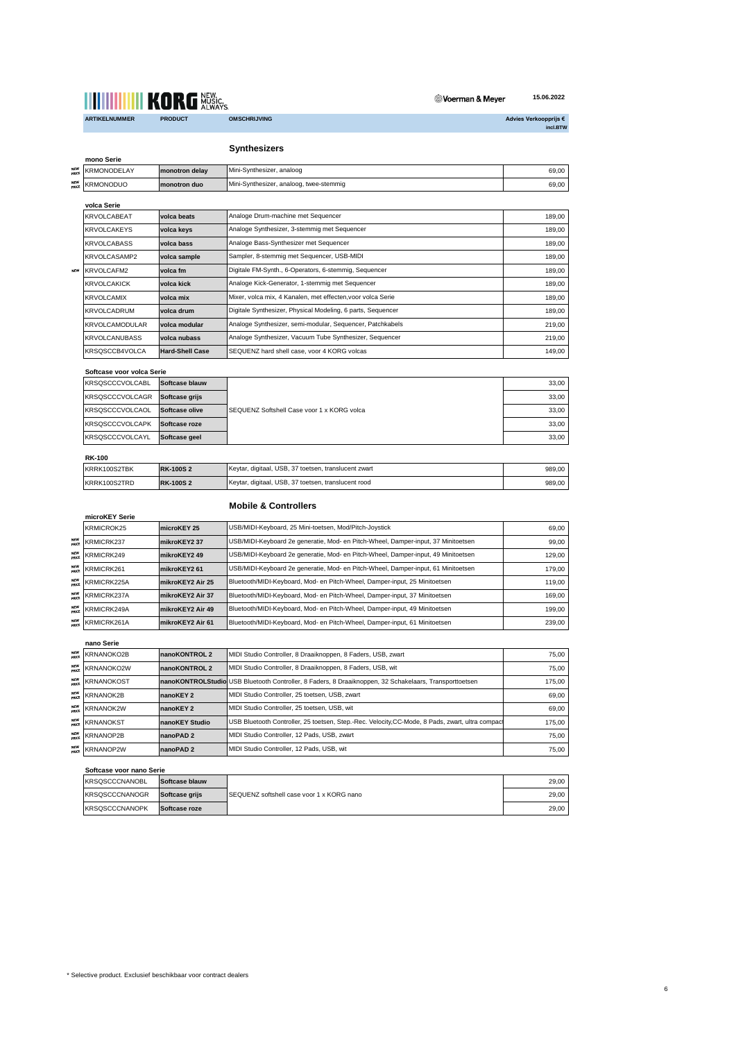KORG NEW. MUSIC. ALWAYS.

Voerman & Meyer

15.06.2022

| ARTIKELNUMMER | PRODUCT | OMSCHRIJVING | Advies Verkoopprijs € incl.BTW |
|---|---|---|---|

## Synthesizers

**mono Serie**

| | ARTIKELNUMMER | PRODUCT | OMSCHRIJVING | Advies Verkoopprijs € incl.BTW |
|---|---|---|---|---|
| NEW PRICE | KRMONODELAY | monotron delay | Mini-Synthesizer, analoog | 69,00 |
| NEW PRICE | KRMONODUO | monotron duo | Mini-Synthesizer, analoog, twee-stemmig | 69,00 |

**volca Serie**

| | ARTIKELNUMMER | PRODUCT | OMSCHRIJVING | Advies Verkoopprijs € incl.BTW |
|---|---|---|---|---|
| | KRVOLCABEAT | volca beats | Analoge Drum-machine met Sequencer | 189,00 |
| | KRVOLCAKEYS | volca keys | Analoge Synthesizer, 3-stemmig met Sequencer | 189,00 |
| | KRVOLCABASS | volca bass | Analoge Bass-Synthesizer met Sequencer | 189,00 |
| | KRVOLCASAMP2 | volca sample | Sampler, 8-stemmig met Sequencer, USB-MIDI | 189,00 |
| NEW | KRVOLCAFM2 | volca fm | Digitale FM-Synth., 6-Operators, 6-stemmig, Sequencer | 189,00 |
| | KRVOLCAKICK | volca kick | Analoge Kick-Generator, 1-stemmig met Sequencer | 189,00 |
| | KRVOLCAMIX | volca mix | Mixer, volca mix, 4 Kanalen, met effecten,voor volca Serie | 189,00 |
| | KRVOLCADRUM | volca drum | Digitale Synthesizer, Physical Modeling, 6 parts, Sequencer | 189,00 |
| | KRVOLCAMODULAR | volca modular | Analoge Synthesizer, semi-modular, Sequencer, Patchkabels | 219,00 |
| | KRVOLCANUBASS | volca nubass | Analoge Synthesizer, Vacuum Tube Synthesizer, Sequencer | 219,00 |
| | KRSQSCCB4VOLCA | Hard-Shell Case | SEQUENZ hard shell case, voor 4 KORG volcas | 149,00 |

**Softcase voor volca Serie**

| ARTIKELNUMMER | PRODUCT | OMSCHRIJVING | Advies Verkoopprijs € incl.BTW |
|---|---|---|---|
| KRSQSCCCVOLCABL | Softcase blauw | SEQUENZ Softshell Case voor 1 x KORG volca | 33,00 |
| KRSQSCCCVOLCAGR | Softcase grijs | | 33,00 |
| KRSQSCCCVOLCAOL | Softcase olive | | 33,00 |
| KRSQSCCCVOLCAPK | Softcase roze | | 33,00 |
| KRSQSCCCVOLCAYL | Softcase geel | | 33,00 |

**RK-100**

| ARTIKELNUMMER | PRODUCT | OMSCHRIJVING | Advies Verkoopprijs € incl.BTW |
|---|---|---|---|
| KRRK100S2TBK | RK-100S 2 | Keytar, digitaal, USB, 37 toetsen, translucent zwart | 989,00 |
| KRRK100S2TRD | RK-100S 2 | Keytar, digitaal, USB, 37 toetsen, translucent rood | 989,00 |

## Mobile & Controllers

**microKEY Serie**

| | ARTIKELNUMMER | PRODUCT | OMSCHRIJVING | Advies Verkoopprijs € incl.BTW |
|---|---|---|---|---|
| | KRMICROK25 | microKEY 25 | USB/MIDI-Keyboard, 25 Mini-toetsen, Mod/Pitch-Joystick | 69,00 |
| NEW PRICE | KRMICRK237 | mikroKEY2 37 | USB/MIDI-Keyboard 2e generatie, Mod- en Pitch-Wheel, Damper-input, 37 Minitoetsen | 99,00 |
| NEW PRICE | KRMICRK249 | mikroKEY2 49 | USB/MIDI-Keyboard 2e generatie, Mod- en Pitch-Wheel, Damper-input, 49 Minitoetsen | 129,00 |
| NEW PRICE | KRMICRK261 | mikroKEY2 61 | USB/MIDI-Keyboard 2e generatie, Mod- en Pitch-Wheel, Damper-input, 61 Minitoetsen | 179,00 |
| NEW PRICE | KRMICRK225A | mikroKEY2 Air 25 | Bluetooth/MIDI-Keyboard, Mod- en Pitch-Wheel, Damper-input, 25 Minitoetsen | 119,00 |
| NEW PRICE | KRMICRK237A | mikroKEY2 Air 37 | Bluetooth/MIDI-Keyboard, Mod- en Pitch-Wheel, Damper-input, 37 Minitoetsen | 169,00 |
| NEW PRICE | KRMICRK249A | mikroKEY2 Air 49 | Bluetooth/MIDI-Keyboard, Mod- en Pitch-Wheel, Damper-input, 49 Minitoetsen | 199,00 |
| NEW PRICE | KRMICRK261A | mikroKEY2 Air 61 | Bluetooth/MIDI-Keyboard, Mod- en Pitch-Wheel, Damper-input, 61 Minitoetsen | 239,00 |

**nano Serie**

| | ARTIKELNUMMER | PRODUCT | OMSCHRIJVING | Advies Verkoopprijs € incl.BTW |
|---|---|---|---|---|
| NEW PRICE | KRNANOKO2B | nanoKONTROL 2 | MIDI Studio Controller, 8 Draaiknoppen, 8 Faders, USB, zwart | 75,00 |
| NEW PRICE | KRNANOKO2W | nanoKONTROL 2 | MIDI Studio Controller, 8 Draaiknoppen, 8 Faders, USB, wit | 75,00 |
| NEW PRICE | KRNANOKOST | nanoKONTROLStudio | USB Bluetooth Controller, 8 Faders, 8 Draaiknoppen, 32 Schakelaars, Transporttoetsen | 175,00 |
| NEW PRICE | KRNANOK2B | nanoKEY 2 | MIDI Studio Controller, 25 toetsen, USB, zwart | 69,00 |
| NEW PRICE | KRNANOK2W | nanoKEY 2 | MIDI Studio Controller, 25 toetsen, USB, wit | 69,00 |
| NEW PRICE | KRNANOKST | nanoKEY Studio | USB Bluetooth Controller, 25 toetsen, Step.-Rec. Velocity,CC-Mode, 8 Pads, zwart, ultra compact | 175,00 |
| NEW PRICE | KRNANOP2B | nanoPAD 2 | MIDI Studio Controller, 12 Pads, USB, zwart | 75,00 |
| NEW PRICE | KRNANOP2W | nanoPAD 2 | MIDI Studio Controller, 12 Pads, USB, wit | 75,00 |

**Softcase voor nano Serie**

| ARTIKELNUMMER | PRODUCT | OMSCHRIJVING | Advies Verkoopprijs € incl.BTW |
|---|---|---|---|
| KRSQSCCCNANOBL | Softcase blauw | SEQUENZ softshell case voor 1 x KORG nano | 29,00 |
| KRSQSCCCNANOGR | Softcase grijs | | 29,00 |
| KRSQSCCCNANOPK | Softcase roze | | 29,00 |

* Selective product. Exclusief beschikbaar voor contract dealers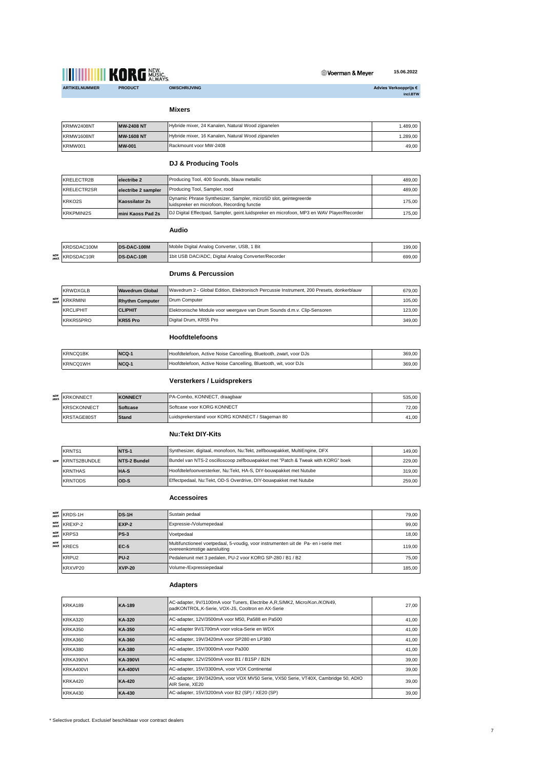KORG NEW. MUSIC. ALWAYS.

Voerman & Meyer

15.06.2022

| ARTIKELNUMMER | PRODUCT | OMSCHRIJVING | Advies Verkoopprijs € incl.BTW |
|---|---|---|---|

## Mixers

| ARTIKELNUMMER | PRODUCT | OMSCHRIJVING | Advies Verkoopprijs € incl.BTW |
|---|---|---|---|
| KRMW2408NT | **MW-2408 NT** | Hybride mixer, 24 Kanalen, Natural Wood zijpanelen | 1.489,00 |
| KRMW1608NT | **MW-1608 NT** | Hybride mixer, 16 Kanalen, Natural Wood zijpanelen | 1.289,00 |
| KRMW001 | **MW-001** | Rackmount voor MW-2408 | 49,00 |

## DJ & Producing Tools

| ARTIKELNUMMER | PRODUCT | OMSCHRIJVING | Advies Verkoopprijs € incl.BTW |
|---|---|---|---|
| KRELECTR2B | **electribe 2** | Producing Tool, 400 Sounds, blauw metallic | 489,00 |
| KRELECTR2SR | **electribe 2 sampler** | Producing Tool, Sampler, rood | 489,00 |
| KRKO2S | **Kaossilator 2s** | Dynamic Phrase Synthesizer, Sampler, microSD slot, geintegreerde luidspreker en microfoon, Recording functie | 175,00 |
| KRKPMINI2S | **mini Kaoss Pad 2s** | DJ Digital Effectpad, Sampler, geint.luidspreker en microfoon, MP3 en WAV Player/Recorder | 175,00 |

## Audio

| | ARTIKELNUMMER | PRODUCT | OMSCHRIJVING | Advies Verkoopprijs € incl.BTW |
|---|---|---|---|---|
| | KRDSDAC100M | **DS-DAC-100M** | Mobile Digital Analog Converter, USB, 1 Bit | 199,00 |
| NEW PRICE | KRDSDAC10R | **DS-DAC-10R** | 1bit USB DAC/ADC, Digital Analog Converter/Recorder | 699,00 |

## Drums & Percussion

| | ARTIKELNUMMER | PRODUCT | OMSCHRIJVING | Advies Verkoopprijs € incl.BTW |
|---|---|---|---|---|
| | KRWDXGLB | **Wavedrum Global** | Wavedrum 2 - Global Edition, Elektronisch Percussie Instrument, 200 Presets, donkerblauw | 679,00 |
| NEW PRICE | KRKRMINI | **Rhythm Computer** | Drum Computer | 105,00 |
| | KRCLIPHIT | **CLIPHIT** | Elektronische Module voor weergave van Drum Sounds d.m.v. Clip-Sensoren | 123,00 |
| | KRKR55PRO | **KR55 Pro** | Digital Drum, KR55 Pro | 349,00 |

## Hoofdtelefoons

| ARTIKELNUMMER | PRODUCT | OMSCHRIJVING | Advies Verkoopprijs € incl.BTW |
|---|---|---|---|
| KRNCQ1BK | **NCQ-1** | Hoofdtelefoon, Active Noise Cancelling, Bluetooth, zwart, voor DJs | 369,00 |
| KRNCQ1WH | **NCQ-1** | Hoofdtelefoon, Active Noise Cancelling, Bluetooth, wit, voor DJs | 369,00 |

## Versterkers / Luidsprekers

| | ARTIKELNUMMER | PRODUCT | OMSCHRIJVING | Advies Verkoopprijs € incl.BTW |
|---|---|---|---|---|
| NEW PRICE | KRKONNECT | **KONNECT** | PA-Combo, KONNECT, draagbaar | 535,00 |
| | KRSCKONNECT | **Softcase** | Softcase voor KORG KONNECT | 72,00 |
| | KRSTAGE80ST | **Stand** | Luidsprekerstand voor KORG KONNECT / Stageman 80 | 41,00 |

## Nu:Tekt DIY-Kits

| | ARTIKELNUMMER | PRODUCT | OMSCHRIJVING | Advies Verkoopprijs € incl.BTW |
|---|---|---|---|---|
| | KRNTS1 | **NTS-1** | Synthesizer, digitaal, monofoon, Nu:Tekt, zelfbouwpakket, MultiEngine, DFX | 149,00 |
| NEW | KRNTS2BUNDLE | **NTS-2 Bundel** | Bundel van NTS-2 oscilloscoop zelfbouwpakket met "Patch & Tweak with KORG" boek | 229,00 |
| | KRNTHAS | **HA-S** | Hoofdtelefoonversterker, Nu:Tekt, HA-S, DIY-bouwpakket met Nutube | 319,00 |
| | KRNTODS | **OD-S** | Effectpedaal, Nu:Tekt, OD-S Overdrive, DIY-bouwpakket met Nutube | 259,00 |

## Accessoires

| | ARTIKELNUMMER | PRODUCT | OMSCHRIJVING | Advies Verkoopprijs € incl.BTW |
|---|---|---|---|---|
| NEW PRICE | KRDS-1H | **DS-1H** | Sustain pedaal | 79,00 |
| NEW PRICE | KREXP-2 | **EXP-2** | Expressie-/Volumepedaal | 99,00 |
| NEW PRICE | KRPS3 | **PS-3** | Voetpedaal | 18,00 |
| NEW PRICE | KREC5 | **EC-5** | Multifunctioneel voetpedaal, 5-voudig, voor instrumenten uit de Pa- en i-serie met overeenkomstige aansluiting | 119,00 |
| | KRPU2 | **PU-2** | Pedalenunit met 3 pedalen, PU-2 voor KORG SP-280 / B1 / B2 | 75,00 |
| | KRXVP20 | **XVP-20** | Volume-/Expressiepedaal | 185,00 |

## Adapters

| ARTIKELNUMMER | PRODUCT | OMSCHRIJVING | Advies Verkoopprijs € incl.BTW |
|---|---|---|---|
| KRKA189 | **KA-189** | AC-adapter, 9V/1100mA voor Tuners, Electribe A,R,S/MK2, Micro/Kon./KON49, padKONTROL,K-Serie, VOX-JS, Cooltron en AX-Serie | 27,00 |
| KRKA320 | **KA-320** | AC-adapter, 12V/3500mA voor M50, Pa588 en Pa500 | 41,00 |
| KRKA350 | **KA-350** | AC-adapter 9V/1700mA voor volca-Serie en WDX | 41,00 |
| KRKA360 | **KA-360** | AC-adapter, 19V/3420mA voor SP280 en LP380 | 41,00 |
| KRKA380 | **KA-380** | AC-adapter, 15V/3000mA voor Pa300 | 41,00 |
| KRKA390VI | **KA-390VI** | AC-adapter, 12V/2500mA voor B1 / B1SP / B2N | 39,00 |
| KRKA400VI | **KA-400VI** | AC-adapter, 15V/3300mA, voor VOX Continental | 39,00 |
| KRKA420 | **KA-420** | AC-adapter, 19V/3420mA, voor VOX MV50 Serie, VX50 Serie, VT40X, Cambridge 50, ADIO AIR Serie, XE20 | 39,00 |
| KRKA430 | **KA-430** | AC-adapter, 15V/3200mA voor B2 (SP) / XE20 (SP) | 39,00 |

* Selective product. Exclusief beschikbaar voor contract dealers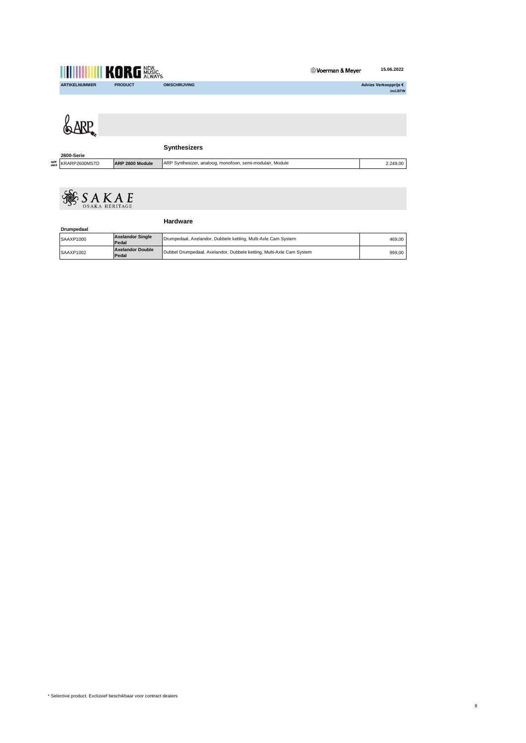KORG NEW. MUSIC. ALWAYS. — Voerman & Meyer — 15.06.2022

| ARTIKELNUMMER | PRODUCT | OMSCHRIJVING | Advies Verkoopprijs € incl.BTW |
|---|---|---|---|

## ARP

### Synthesizers

**2600-Serie**

| ARTIKELNUMMER | PRODUCT | OMSCHRIJVING | Advies Verkoopprijs € incl.BTW |
|---|---|---|---|
| NEW PRICE KRARP2600MSTD | **ARP 2600 Module** | ARP Synthesizer, analoog, monofoon, semi-modulair, Module | 2.249,00 |

## SAKAE OSAKA HERITAGE

### Hardware

**Drumpedaal**

| ARTIKELNUMMER | PRODUCT | OMSCHRIJVING | Advies Verkoopprijs € incl.BTW |
|---|---|---|---|
| SAAXP1000 | **Axelandor Single Pedal** | Drumpedaal, Axelandor, Dubbele ketting, Multi-Axle Cam System | 469,00 |
| SAAXP1002 | **Axelandor Double Pedal** | Dubbel Drumpedaal, Axelandor, Dubbele ketting, Multi-Axle Cam System | 999,00 |

* Selective product. Exclusief beschikbaar voor contract dealers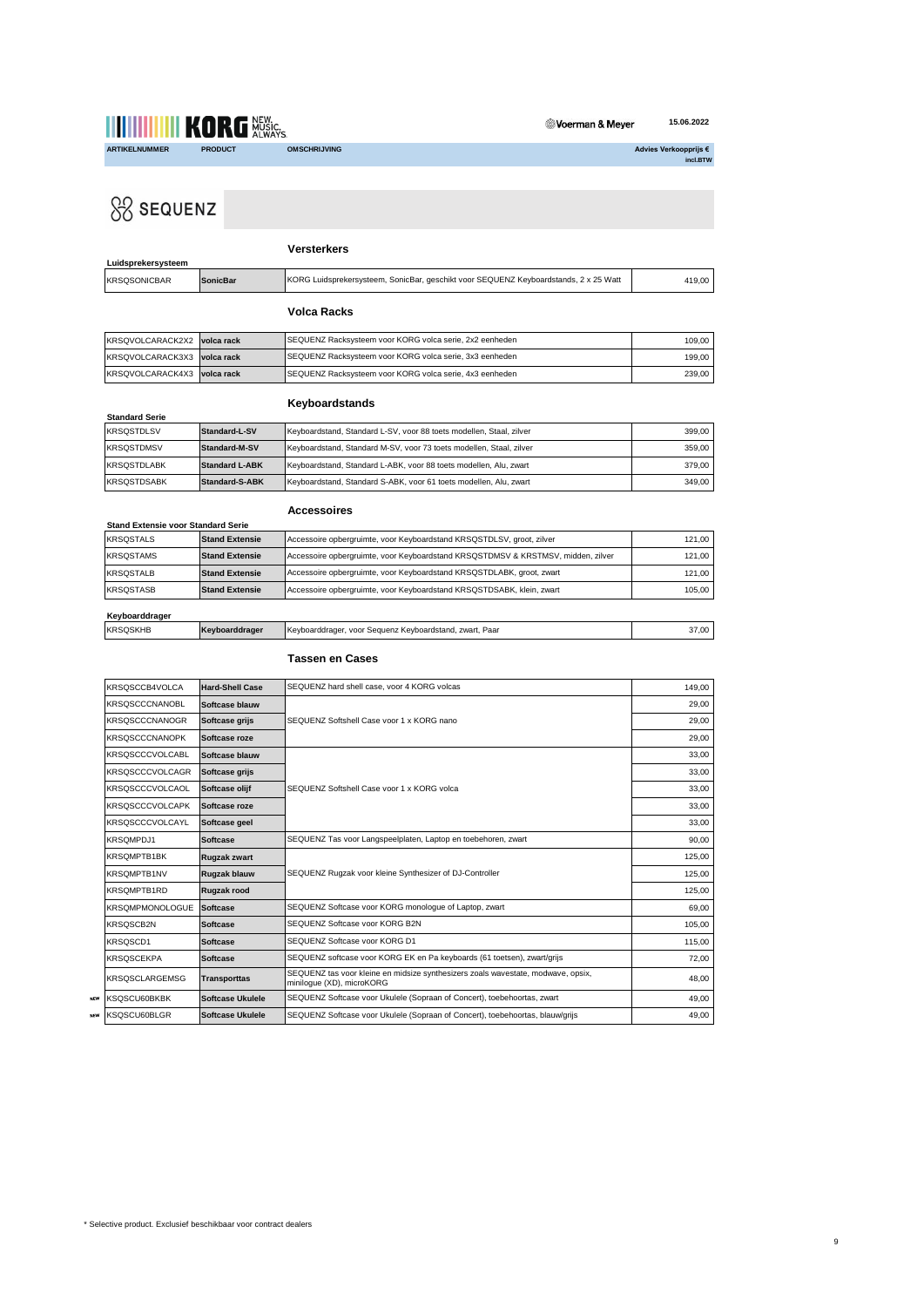KORG NEW. MUSIC. ALWAYS.

Voerman & Meyer 15.06.2022

| ARTIKELNUMMER | PRODUCT | OMSCHRIJVING | Advies Verkoopprijs € incl.BTW |
| --- | --- | --- | --- |

# SEQUENZ

## Versterkers

**Luidsprekersysteem**

| | | | |
| --- | --- | --- | --- |
| KRSQSONICBAR | **SonicBar** | KORG Luidsprekersysteem, SonicBar, geschikt voor SEQUENZ Keyboardstands, 2 x 25 Watt | 419,00 |

## Volca Racks

| | | | |
| --- | --- | --- | --- |
| KRSQVOLCARACK2X2 | **volca rack** | SEQUENZ Racksysteem voor KORG volca serie, 2x2 eenheden | 109,00 |
| KRSQVOLCARACK3X3 | **volca rack** | SEQUENZ Racksysteem voor KORG volca serie, 3x3 eenheden | 199,00 |
| KRSQVOLCARACK4X3 | **volca rack** | SEQUENZ Racksysteem voor KORG volca serie, 4x3 eenheden | 239,00 |

## Keyboardstands

**Standard Serie**

| | | | |
| --- | --- | --- | --- |
| KRSQSTDLSV | **Standard-L-SV** | Keyboardstand, Standard L-SV, voor 88 toets modellen, Staal, zilver | 399,00 |
| KRSQSTDMSV | **Standard-M-SV** | Keyboardstand, Standard M-SV, voor 73 toets modellen, Staal, zilver | 359,00 |
| KRSQSTDLABK | **Standard L-ABK** | Keyboardstand, Standard L-ABK, voor 88 toets modellen, Alu, zwart | 379,00 |
| KRSQSTDSABK | **Standard-S-ABK** | Keyboardstand, Standard S-ABK, voor 61 toets modellen, Alu, zwart | 349,00 |

## Accessoires

**Stand Extensie voor Standard Serie**

| | | | |
| --- | --- | --- | --- |
| KRSQSTALS | **Stand Extensie** | Accessoire opbergruimte, voor Keyboardstand KRSQSTDLSV, groot, zilver | 121,00 |
| KRSQSTAMS | **Stand Extensie** | Accessoire opbergruimte, voor Keyboardstand KRSQSTDMSV & KRSTMSV, midden, zilver | 121,00 |
| KRSQSTALB | **Stand Extensie** | Accessoire opbergruimte, voor Keyboardstand KRSQSTDLABK, groot, zwart | 121,00 |
| KRSQSTASB | **Stand Extensie** | Accessoire opbergruimte, voor Keyboardstand KRSQSTDSABK, klein, zwart | 105,00 |

**Keyboarddrager**

| | | | |
| --- | --- | --- | --- |
| KRSQSKHB | **Keyboarddrager** | Keyboarddrager, voor Sequenz Keyboardstand, zwart, Paar | 37,00 |

## Tassen en Cases

| | | | | |
| --- | --- | --- | --- | --- |
| | KRSQSCCB4VOLCA | **Hard-Shell Case** | SEQUENZ hard shell case, voor 4 KORG volcas | 149,00 |
| | KRSQSCCCNANOBL | **Softcase blauw** | SEQUENZ Softshell Case voor 1 x KORG nano | 29,00 |
| | KRSQSCCCNANOGR | **Softcase grijs** | | 29,00 |
| | KRSQSCCCNANOPK | **Softcase roze** | | 29,00 |
| | KRSQSCCCVOLCABL | **Softcase blauw** | SEQUENZ Softshell Case voor 1 x KORG volca | 33,00 |
| | KRSQSCCCVOLCAGR | **Softcase grijs** | | 33,00 |
| | KRSQSCCCVOLCAOL | **Softcase olijf** | | 33,00 |
| | KRSQSCCCVOLCAPK | **Softcase roze** | | 33,00 |
| | KRSQSCCCVOLCAYL | **Softcase geel** | | 33,00 |
| | KRSQMPDJ1 | **Softcase** | SEQUENZ Tas voor Langspeelplaten, Laptop en toebehoren, zwart | 90,00 |
| | KRSQMPTB1BK | **Rugzak zwart** | SEQUENZ Rugzak voor kleine Synthesizer of DJ-Controller | 125,00 |
| | KRSQMPTB1NV | **Rugzak blauw** | | 125,00 |
| | KRSQMPTB1RD | **Rugzak rood** | | 125,00 |
| | KRSQMPMONOLOGUE | **Softcase** | SEQUENZ Softcase voor KORG monologue of Laptop, zwart | 69,00 |
| | KRSQSCB2N | **Softcase** | SEQUENZ Softcase voor KORG B2N | 105,00 |
| | KRSQSCD1 | **Softcase** | SEQUENZ Softcase voor KORG D1 | 115,00 |
| | KRSQSCEKPA | **Softcase** | SEQUENZ softcase voor KORG EK en Pa keyboards (61 toetsen), zwart/grijs | 72,00 |
| | KRSQSCLARGEMSG | **Transporttas** | SEQUENZ tas voor kleine en midsize synthesizers zoals wavestate, modwave, opsix, minilogue (XD), microKORG | 48,00 |
| NEW | KSQSCU60BKBK | **Softcase Ukulele** | SEQUENZ Softcase voor Ukulele (Sopraan of Concert), toebehoortas, zwart | 49,00 |
| NEW | KSQSCU60BLGR | **Softcase Ukulele** | SEQUENZ Softcase voor Ukulele (Sopraan of Concert), toebehoortas, blauw/grijs | 49,00 |

\* Selective product. Exclusief beschikbaar voor contract dealers